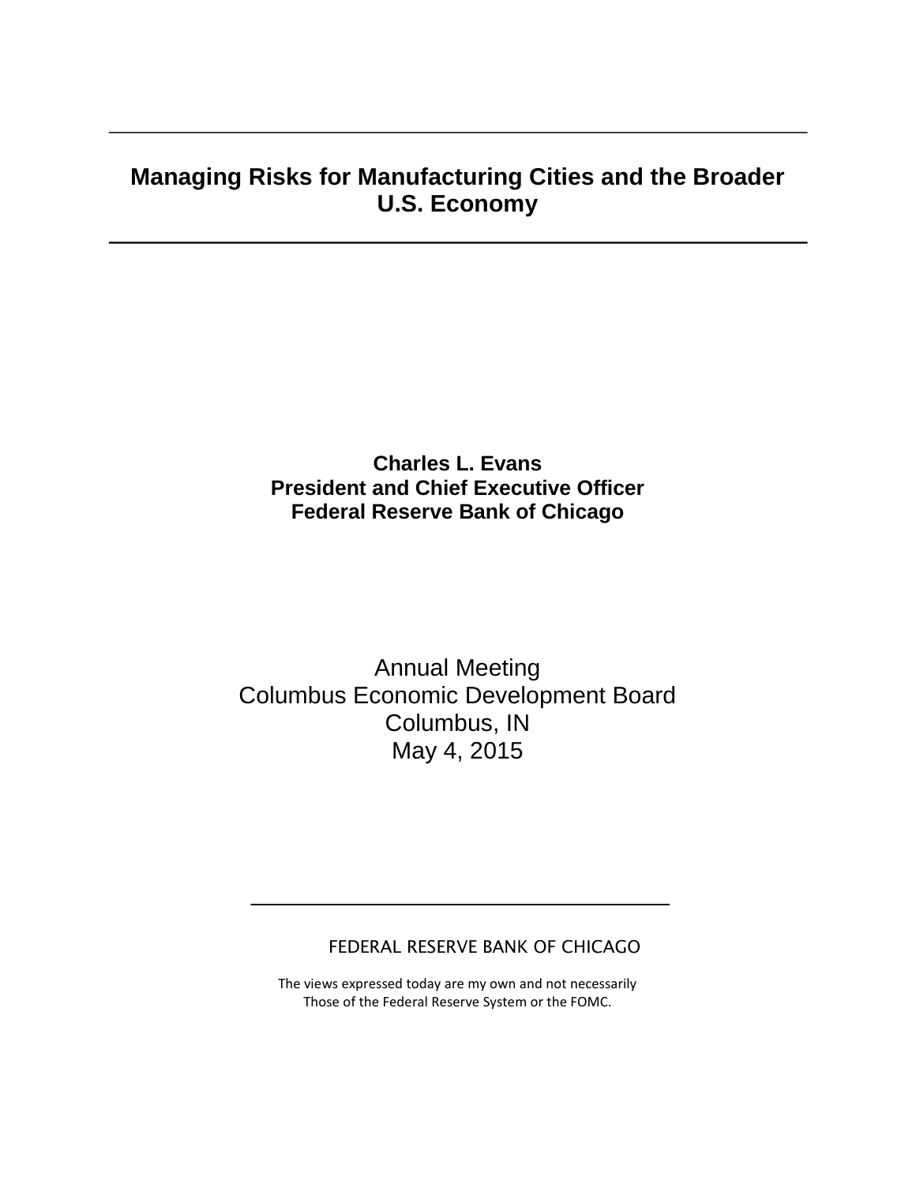# Managing Risks for Manufacturing Cities and the Broader U.S. Economy

**Charles L. Evans**
**President and Chief Executive Officer**
**Federal Reserve Bank of Chicago**

Annual Meeting
Columbus Economic Development Board
Columbus, IN
May 4, 2015

FEDERAL RESERVE BANK OF CHICAGO

The views expressed today are my own and not necessarily
Those of the Federal Reserve System or the FOMC.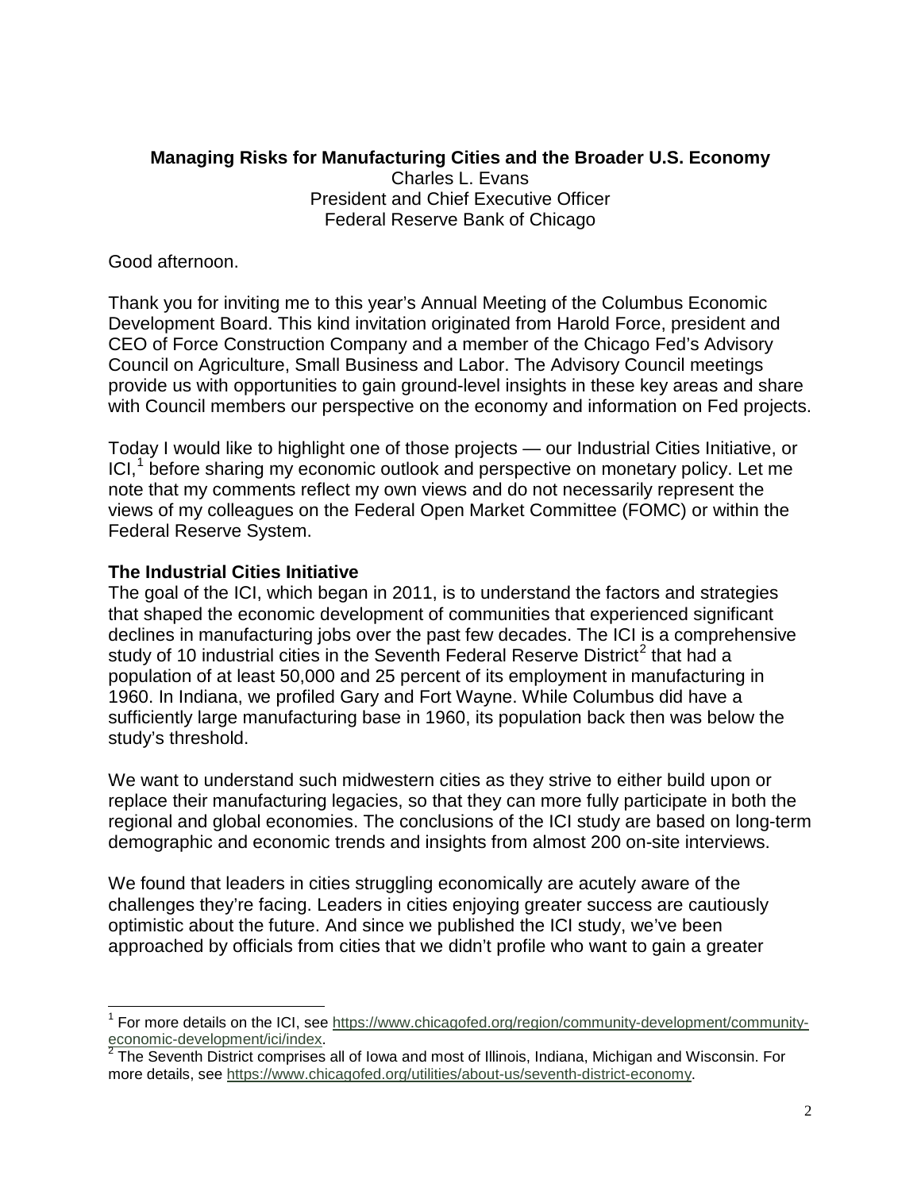**Managing Risks for Manufacturing Cities and the Broader U.S. Economy**

Charles L. Evans
President and Chief Executive Officer
Federal Reserve Bank of Chicago

Good afternoon.

Thank you for inviting me to this year's Annual Meeting of the Columbus Economic Development Board. This kind invitation originated from Harold Force, president and CEO of Force Construction Company and a member of the Chicago Fed's Advisory Council on Agriculture, Small Business and Labor. The Advisory Council meetings provide us with opportunities to gain ground-level insights in these key areas and share with Council members our perspective on the economy and information on Fed projects.

Today I would like to highlight one of those projects — our Industrial Cities Initiative, or ICI,[1] before sharing my economic outlook and perspective on monetary policy. Let me note that my comments reflect my own views and do not necessarily represent the views of my colleagues on the Federal Open Market Committee (FOMC) or within the Federal Reserve System.

### The Industrial Cities Initiative

The goal of the ICI, which began in 2011, is to understand the factors and strategies that shaped the economic development of communities that experienced significant declines in manufacturing jobs over the past few decades. The ICI is a comprehensive study of 10 industrial cities in the Seventh Federal Reserve District[2] that had a population of at least 50,000 and 25 percent of its employment in manufacturing in 1960. In Indiana, we profiled Gary and Fort Wayne. While Columbus did have a sufficiently large manufacturing base in 1960, its population back then was below the study's threshold.

We want to understand such midwestern cities as they strive to either build upon or replace their manufacturing legacies, so that they can more fully participate in both the regional and global economies. The conclusions of the ICI study are based on long-term demographic and economic trends and insights from almost 200 on-site interviews.

We found that leaders in cities struggling economically are acutely aware of the challenges they're facing. Leaders in cities enjoying greater success are cautiously optimistic about the future. And since we published the ICI study, we've been approached by officials from cities that we didn't profile who want to gain a greater

---

[1] For more details on the ICI, see https://www.chicagofed.org/region/community-development/community-economic-development/ici/index.

[2] The Seventh District comprises all of Iowa and most of Illinois, Indiana, Michigan and Wisconsin. For more details, see https://www.chicagofed.org/utilities/about-us/seventh-district-economy.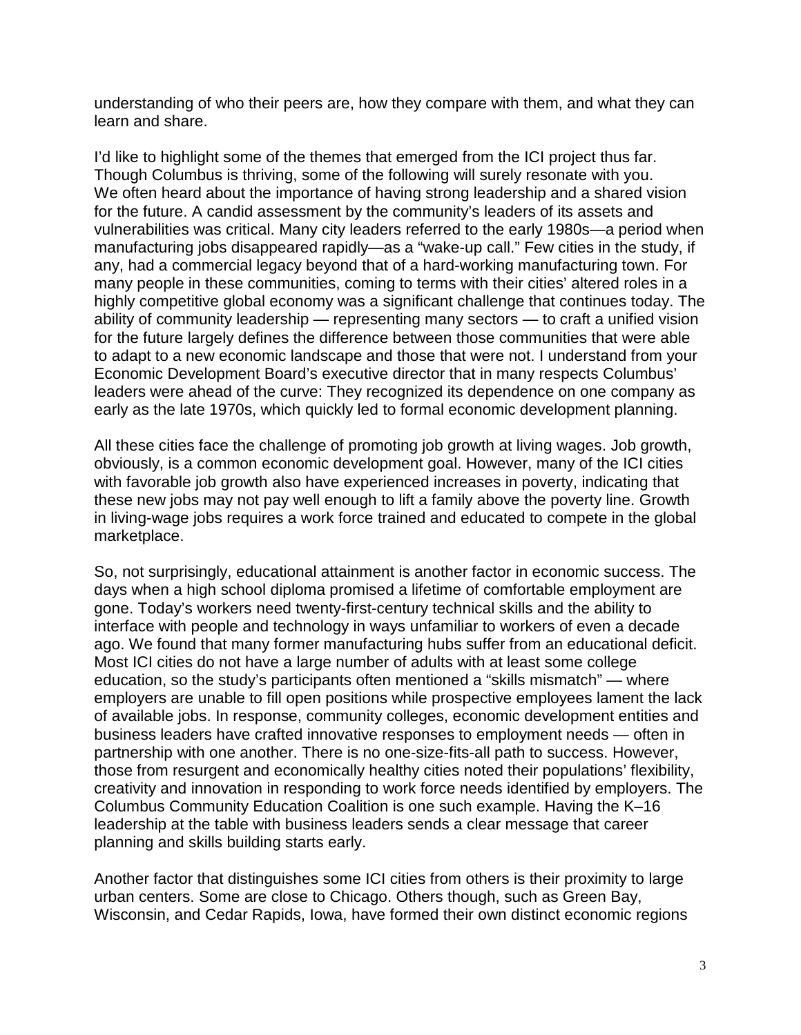understanding of who their peers are, how they compare with them, and what they can learn and share.

I'd like to highlight some of the themes that emerged from the ICI project thus far. Though Columbus is thriving, some of the following will surely resonate with you. We often heard about the importance of having strong leadership and a shared vision for the future. A candid assessment by the community's leaders of its assets and vulnerabilities was critical. Many city leaders referred to the early 1980s—a period when manufacturing jobs disappeared rapidly—as a "wake-up call." Few cities in the study, if any, had a commercial legacy beyond that of a hard-working manufacturing town. For many people in these communities, coming to terms with their cities' altered roles in a highly competitive global economy was a significant challenge that continues today. The ability of community leadership — representing many sectors — to craft a unified vision for the future largely defines the difference between those communities that were able to adapt to a new economic landscape and those that were not. I understand from your Economic Development Board's executive director that in many respects Columbus' leaders were ahead of the curve: They recognized its dependence on one company as early as the late 1970s, which quickly led to formal economic development planning.

All these cities face the challenge of promoting job growth at living wages. Job growth, obviously, is a common economic development goal. However, many of the ICI cities with favorable job growth also have experienced increases in poverty, indicating that these new jobs may not pay well enough to lift a family above the poverty line. Growth in living-wage jobs requires a work force trained and educated to compete in the global marketplace.

So, not surprisingly, educational attainment is another factor in economic success. The days when a high school diploma promised a lifetime of comfortable employment are gone. Today's workers need twenty-first-century technical skills and the ability to interface with people and technology in ways unfamiliar to workers of even a decade ago. We found that many former manufacturing hubs suffer from an educational deficit. Most ICI cities do not have a large number of adults with at least some college education, so the study's participants often mentioned a "skills mismatch" — where employers are unable to fill open positions while prospective employees lament the lack of available jobs. In response, community colleges, economic development entities and business leaders have crafted innovative responses to employment needs — often in partnership with one another. There is no one-size-fits-all path to success. However, those from resurgent and economically healthy cities noted their populations' flexibility, creativity and innovation in responding to work force needs identified by employers. The Columbus Community Education Coalition is one such example. Having the K–16 leadership at the table with business leaders sends a clear message that career planning and skills building starts early.

Another factor that distinguishes some ICI cities from others is their proximity to large urban centers. Some are close to Chicago. Others though, such as Green Bay, Wisconsin, and Cedar Rapids, Iowa, have formed their own distinct economic regions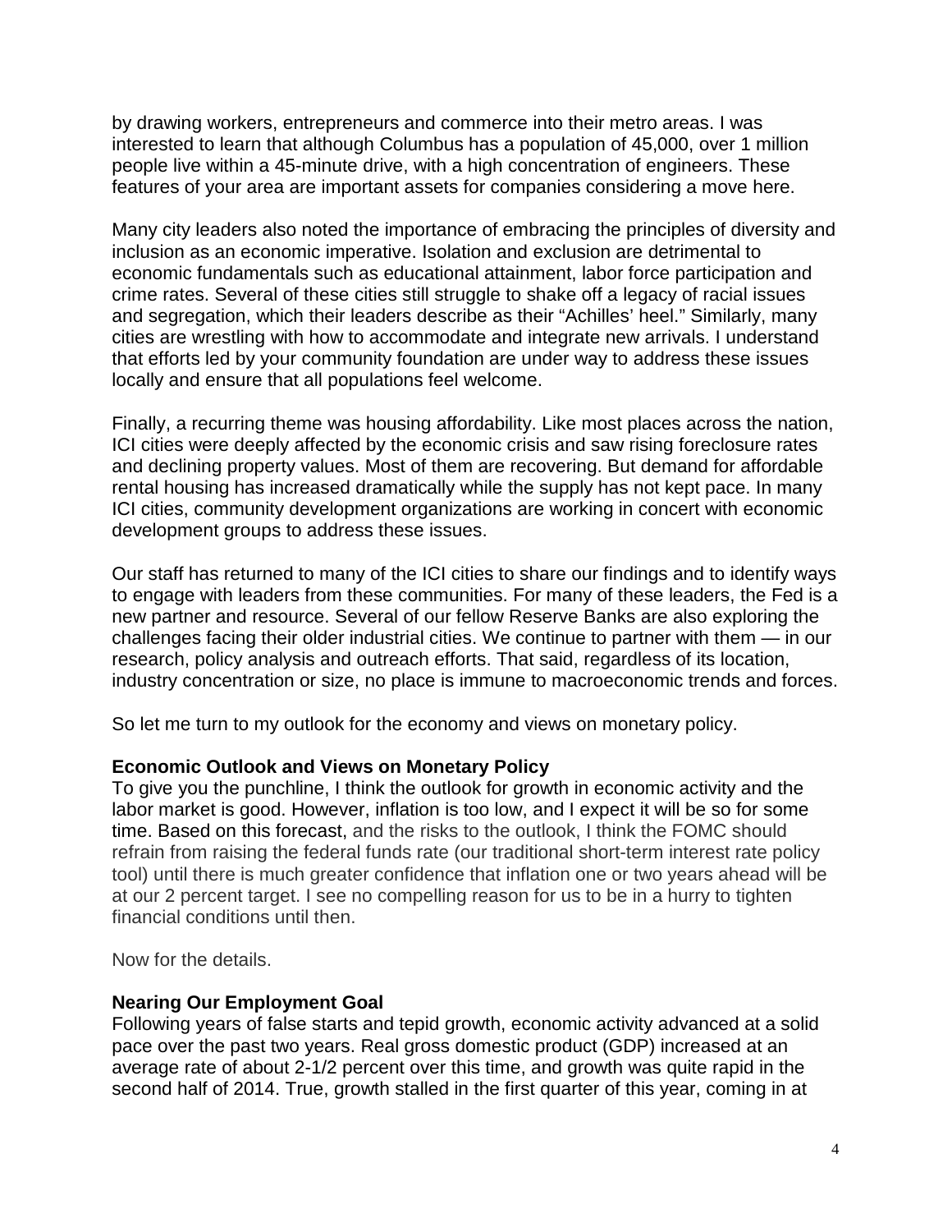by drawing workers, entrepreneurs and commerce into their metro areas. I was interested to learn that although Columbus has a population of 45,000, over 1 million people live within a 45-minute drive, with a high concentration of engineers. These features of your area are important assets for companies considering a move here.

Many city leaders also noted the importance of embracing the principles of diversity and inclusion as an economic imperative. Isolation and exclusion are detrimental to economic fundamentals such as educational attainment, labor force participation and crime rates. Several of these cities still struggle to shake off a legacy of racial issues and segregation, which their leaders describe as their "Achilles' heel." Similarly, many cities are wrestling with how to accommodate and integrate new arrivals. I understand that efforts led by your community foundation are under way to address these issues locally and ensure that all populations feel welcome.

Finally, a recurring theme was housing affordability. Like most places across the nation, ICI cities were deeply affected by the economic crisis and saw rising foreclosure rates and declining property values. Most of them are recovering. But demand for affordable rental housing has increased dramatically while the supply has not kept pace. In many ICI cities, community development organizations are working in concert with economic development groups to address these issues.

Our staff has returned to many of the ICI cities to share our findings and to identify ways to engage with leaders from these communities. For many of these leaders, the Fed is a new partner and resource. Several of our fellow Reserve Banks are also exploring the challenges facing their older industrial cities. We continue to partner with them — in our research, policy analysis and outreach efforts. That said, regardless of its location, industry concentration or size, no place is immune to macroeconomic trends and forces.

So let me turn to my outlook for the economy and views on monetary policy.

**Economic Outlook and Views on Monetary Policy**

To give you the punchline, I think the outlook for growth in economic activity and the labor market is good. However, inflation is too low, and I expect it will be so for some time. Based on this forecast, and the risks to the outlook, I think the FOMC should refrain from raising the federal funds rate (our traditional short-term interest rate policy tool) until there is much greater confidence that inflation one or two years ahead will be at our 2 percent target. I see no compelling reason for us to be in a hurry to tighten financial conditions until then.

Now for the details.

**Nearing Our Employment Goal**

Following years of false starts and tepid growth, economic activity advanced at a solid pace over the past two years. Real gross domestic product (GDP) increased at an average rate of about 2-1/2 percent over this time, and growth was quite rapid in the second half of 2014. True, growth stalled in the first quarter of this year, coming in at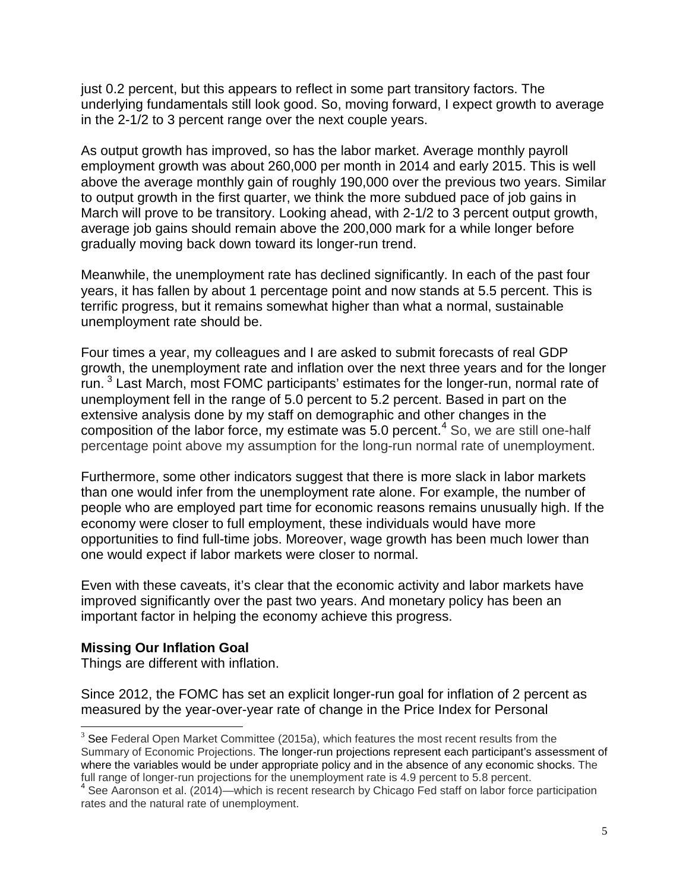just 0.2 percent, but this appears to reflect in some part transitory factors. The underlying fundamentals still look good. So, moving forward, I expect growth to average in the 2-1/2 to 3 percent range over the next couple years.

As output growth has improved, so has the labor market. Average monthly payroll employment growth was about 260,000 per month in 2014 and early 2015. This is well above the average monthly gain of roughly 190,000 over the previous two years. Similar to output growth in the first quarter, we think the more subdued pace of job gains in March will prove to be transitory. Looking ahead, with 2-1/2 to 3 percent output growth, average job gains should remain above the 200,000 mark for a while longer before gradually moving back down toward its longer-run trend.

Meanwhile, the unemployment rate has declined significantly. In each of the past four years, it has fallen by about 1 percentage point and now stands at 5.5 percent. This is terrific progress, but it remains somewhat higher than what a normal, sustainable unemployment rate should be.

Four times a year, my colleagues and I are asked to submit forecasts of real GDP growth, the unemployment rate and inflation over the next three years and for the longer run. [3] Last March, most FOMC participants' estimates for the longer-run, normal rate of unemployment fell in the range of 5.0 percent to 5.2 percent. Based in part on the extensive analysis done by my staff on demographic and other changes in the composition of the labor force, my estimate was 5.0 percent.[4] So, we are still one-half percentage point above my assumption for the long-run normal rate of unemployment.

Furthermore, some other indicators suggest that there is more slack in labor markets than one would infer from the unemployment rate alone. For example, the number of people who are employed part time for economic reasons remains unusually high. If the economy were closer to full employment, these individuals would have more opportunities to find full-time jobs. Moreover, wage growth has been much lower than one would expect if labor markets were closer to normal.

Even with these caveats, it's clear that the economic activity and labor markets have improved significantly over the past two years. And monetary policy has been an important factor in helping the economy achieve this progress.

**Missing Our Inflation Goal**

Things are different with inflation.

Since 2012, the FOMC has set an explicit longer-run goal for inflation of 2 percent as measured by the year-over-year rate of change in the Price Index for Personal

---

[3] See Federal Open Market Committee (2015a), which features the most recent results from the Summary of Economic Projections. The longer-run projections represent each participant's assessment of where the variables would be under appropriate policy and in the absence of any economic shocks. The full range of longer-run projections for the unemployment rate is 4.9 percent to 5.8 percent.

[4] See Aaronson et al. (2014)—which is recent research by Chicago Fed staff on labor force participation rates and the natural rate of unemployment.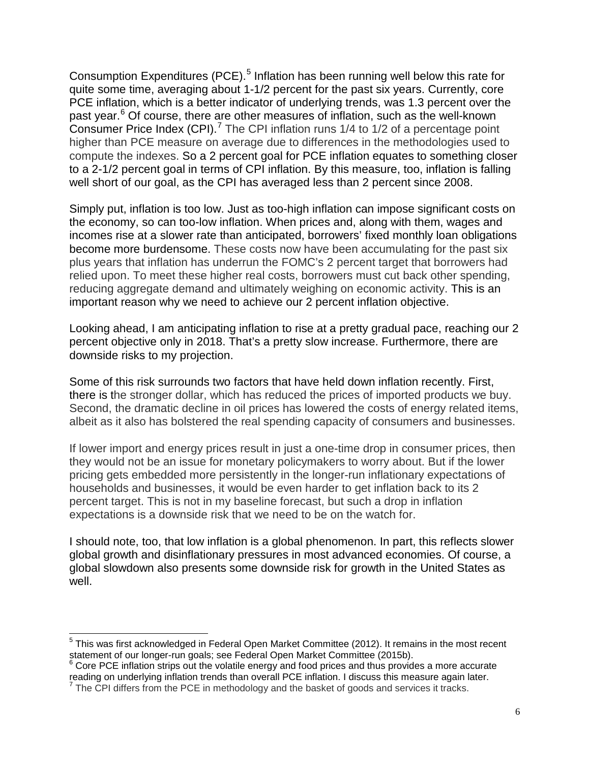Consumption Expenditures (PCE).[5] Inflation has been running well below this rate for quite some time, averaging about 1-1/2 percent for the past six years. Currently, core PCE inflation, which is a better indicator of underlying trends, was 1.3 percent over the past year.[6] Of course, there are other measures of inflation, such as the well-known Consumer Price Index (CPI).[7] The CPI inflation runs 1/4 to 1/2 of a percentage point higher than PCE measure on average due to differences in the methodologies used to compute the indexes. So a 2 percent goal for PCE inflation equates to something closer to a 2-1/2 percent goal in terms of CPI inflation. By this measure, too, inflation is falling well short of our goal, as the CPI has averaged less than 2 percent since 2008.

Simply put, inflation is too low. Just as too-high inflation can impose significant costs on the economy, so can too-low inflation. When prices and, along with them, wages and incomes rise at a slower rate than anticipated, borrowers' fixed monthly loan obligations become more burdensome. These costs now have been accumulating for the past six plus years that inflation has underrun the FOMC's 2 percent target that borrowers had relied upon. To meet these higher real costs, borrowers must cut back other spending, reducing aggregate demand and ultimately weighing on economic activity. This is an important reason why we need to achieve our 2 percent inflation objective.

Looking ahead, I am anticipating inflation to rise at a pretty gradual pace, reaching our 2 percent objective only in 2018. That's a pretty slow increase. Furthermore, there are downside risks to my projection.

Some of this risk surrounds two factors that have held down inflation recently. First, there is the stronger dollar, which has reduced the prices of imported products we buy. Second, the dramatic decline in oil prices has lowered the costs of energy related items, albeit as it also has bolstered the real spending capacity of consumers and businesses.

If lower import and energy prices result in just a one-time drop in consumer prices, then they would not be an issue for monetary policymakers to worry about. But if the lower pricing gets embedded more persistently in the longer-run inflationary expectations of households and businesses, it would be even harder to get inflation back to its 2 percent target. This is not in my baseline forecast, but such a drop in inflation expectations is a downside risk that we need to be on the watch for.

I should note, too, that low inflation is a global phenomenon. In part, this reflects slower global growth and disinflationary pressures in most advanced economies. Of course, a global slowdown also presents some downside risk for growth in the United States as well.

---

[5] This was first acknowledged in Federal Open Market Committee (2012). It remains in the most recent statement of our longer-run goals; see Federal Open Market Committee (2015b).

[6] Core PCE inflation strips out the volatile energy and food prices and thus provides a more accurate reading on underlying inflation trends than overall PCE inflation. I discuss this measure again later.

[7] The CPI differs from the PCE in methodology and the basket of goods and services it tracks.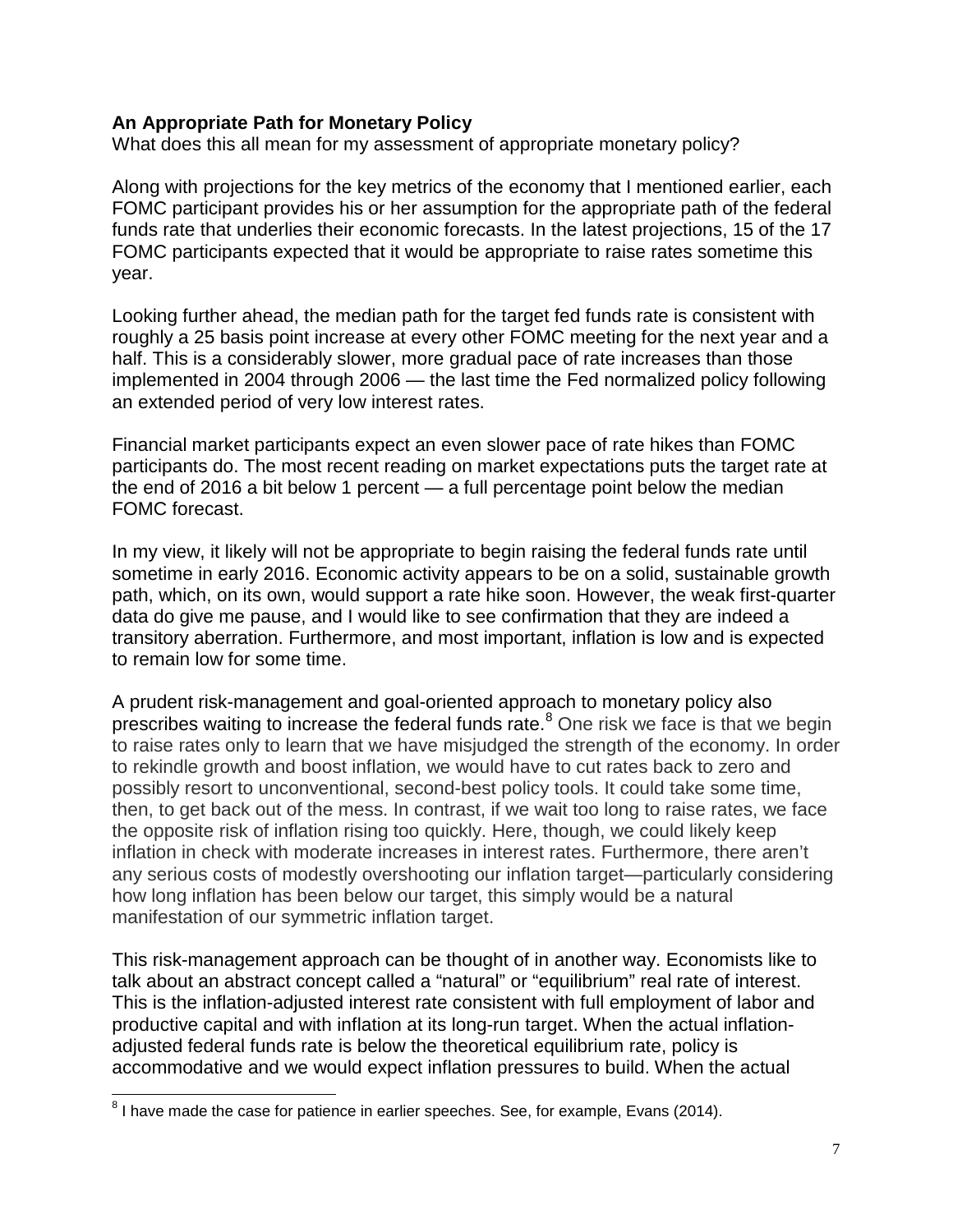**An Appropriate Path for Monetary Policy**

What does this all mean for my assessment of appropriate monetary policy?

Along with projections for the key metrics of the economy that I mentioned earlier, each FOMC participant provides his or her assumption for the appropriate path of the federal funds rate that underlies their economic forecasts. In the latest projections, 15 of the 17 FOMC participants expected that it would be appropriate to raise rates sometime this year.

Looking further ahead, the median path for the target fed funds rate is consistent with roughly a 25 basis point increase at every other FOMC meeting for the next year and a half. This is a considerably slower, more gradual pace of rate increases than those implemented in 2004 through 2006 — the last time the Fed normalized policy following an extended period of very low interest rates.

Financial market participants expect an even slower pace of rate hikes than FOMC participants do. The most recent reading on market expectations puts the target rate at the end of 2016 a bit below 1 percent — a full percentage point below the median FOMC forecast.

In my view, it likely will not be appropriate to begin raising the federal funds rate until sometime in early 2016. Economic activity appears to be on a solid, sustainable growth path, which, on its own, would support a rate hike soon. However, the weak first-quarter data do give me pause, and I would like to see confirmation that they are indeed a transitory aberration. Furthermore, and most important, inflation is low and is expected to remain low for some time.

A prudent risk-management and goal-oriented approach to monetary policy also prescribes waiting to increase the federal funds rate.[8] One risk we face is that we begin to raise rates only to learn that we have misjudged the strength of the economy. In order to rekindle growth and boost inflation, we would have to cut rates back to zero and possibly resort to unconventional, second-best policy tools. It could take some time, then, to get back out of the mess. In contrast, if we wait too long to raise rates, we face the opposite risk of inflation rising too quickly. Here, though, we could likely keep inflation in check with moderate increases in interest rates. Furthermore, there aren't any serious costs of modestly overshooting our inflation target—particularly considering how long inflation has been below our target, this simply would be a natural manifestation of our symmetric inflation target.

This risk-management approach can be thought of in another way. Economists like to talk about an abstract concept called a "natural" or "equilibrium" real rate of interest. This is the inflation-adjusted interest rate consistent with full employment of labor and productive capital and with inflation at its long-run target. When the actual inflation-adjusted federal funds rate is below the theoretical equilibrium rate, policy is accommodative and we would expect inflation pressures to build. When the actual

[8] I have made the case for patience in earlier speeches. See, for example, Evans (2014).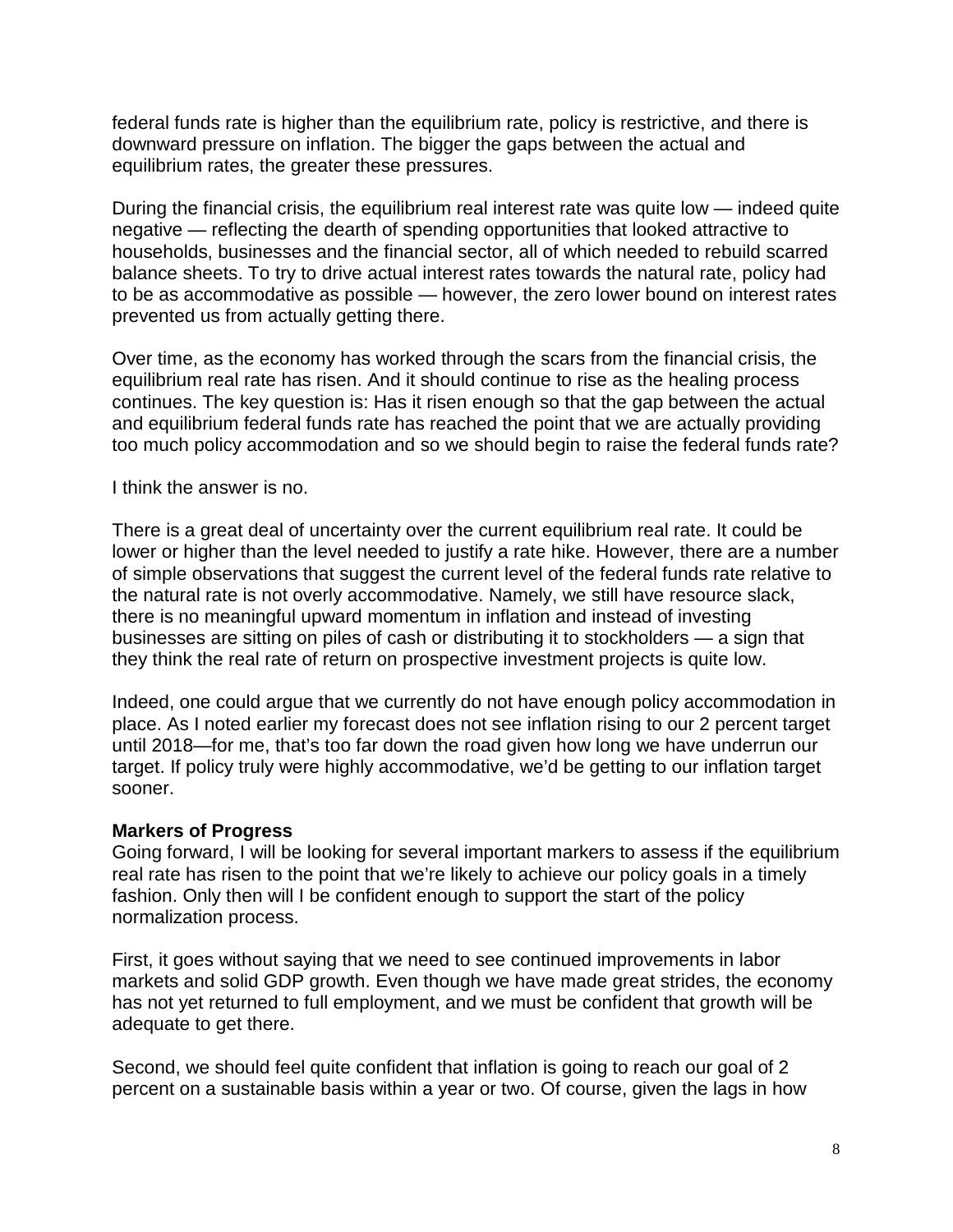federal funds rate is higher than the equilibrium rate, policy is restrictive, and there is downward pressure on inflation. The bigger the gaps between the actual and equilibrium rates, the greater these pressures.

During the financial crisis, the equilibrium real interest rate was quite low — indeed quite negative — reflecting the dearth of spending opportunities that looked attractive to households, businesses and the financial sector, all of which needed to rebuild scarred balance sheets. To try to drive actual interest rates towards the natural rate, policy had to be as accommodative as possible — however, the zero lower bound on interest rates prevented us from actually getting there.

Over time, as the economy has worked through the scars from the financial crisis, the equilibrium real rate has risen. And it should continue to rise as the healing process continues. The key question is: Has it risen enough so that the gap between the actual and equilibrium federal funds rate has reached the point that we are actually providing too much policy accommodation and so we should begin to raise the federal funds rate?

I think the answer is no.

There is a great deal of uncertainty over the current equilibrium real rate. It could be lower or higher than the level needed to justify a rate hike. However, there are a number of simple observations that suggest the current level of the federal funds rate relative to the natural rate is not overly accommodative. Namely, we still have resource slack, there is no meaningful upward momentum in inflation and instead of investing businesses are sitting on piles of cash or distributing it to stockholders — a sign that they think the real rate of return on prospective investment projects is quite low.

Indeed, one could argue that we currently do not have enough policy accommodation in place. As I noted earlier my forecast does not see inflation rising to our 2 percent target until 2018—for me, that's too far down the road given how long we have underrun our target. If policy truly were highly accommodative, we'd be getting to our inflation target sooner.

**Markers of Progress**

Going forward, I will be looking for several important markers to assess if the equilibrium real rate has risen to the point that we're likely to achieve our policy goals in a timely fashion. Only then will I be confident enough to support the start of the policy normalization process.

First, it goes without saying that we need to see continued improvements in labor markets and solid GDP growth. Even though we have made great strides, the economy has not yet returned to full employment, and we must be confident that growth will be adequate to get there.

Second, we should feel quite confident that inflation is going to reach our goal of 2 percent on a sustainable basis within a year or two. Of course, given the lags in how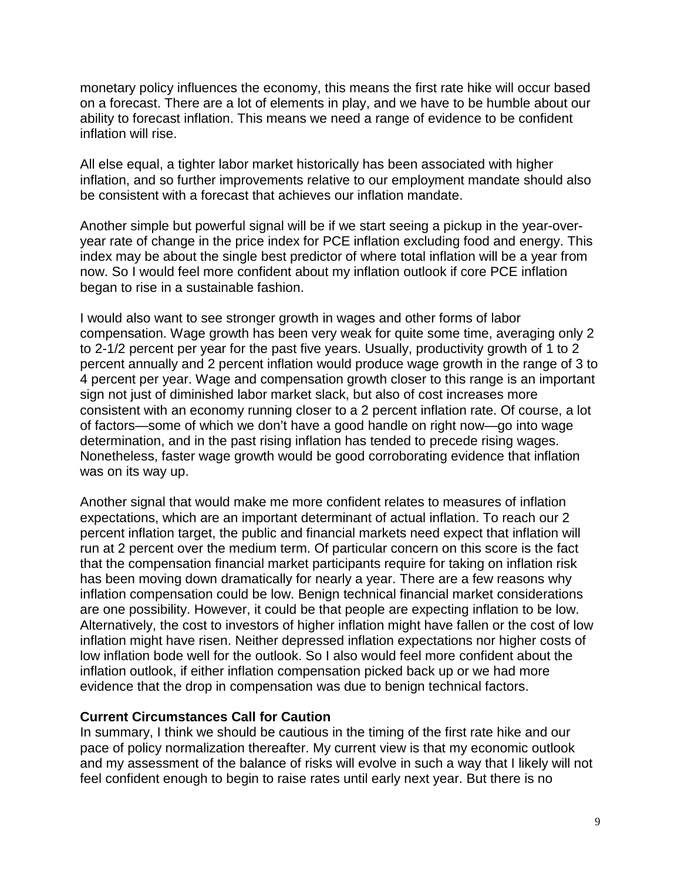monetary policy influences the economy, this means the first rate hike will occur based on a forecast. There are a lot of elements in play, and we have to be humble about our ability to forecast inflation. This means we need a range of evidence to be confident inflation will rise.

All else equal, a tighter labor market historically has been associated with higher inflation, and so further improvements relative to our employment mandate should also be consistent with a forecast that achieves our inflation mandate.

Another simple but powerful signal will be if we start seeing a pickup in the year-over-year rate of change in the price index for PCE inflation excluding food and energy. This index may be about the single best predictor of where total inflation will be a year from now. So I would feel more confident about my inflation outlook if core PCE inflation began to rise in a sustainable fashion.

I would also want to see stronger growth in wages and other forms of labor compensation. Wage growth has been very weak for quite some time, averaging only 2 to 2-1/2 percent per year for the past five years. Usually, productivity growth of 1 to 2 percent annually and 2 percent inflation would produce wage growth in the range of 3 to 4 percent per year. Wage and compensation growth closer to this range is an important sign not just of diminished labor market slack, but also of cost increases more consistent with an economy running closer to a 2 percent inflation rate. Of course, a lot of factors—some of which we don't have a good handle on right now—go into wage determination, and in the past rising inflation has tended to precede rising wages. Nonetheless, faster wage growth would be good corroborating evidence that inflation was on its way up.

Another signal that would make me more confident relates to measures of inflation expectations, which are an important determinant of actual inflation. To reach our 2 percent inflation target, the public and financial markets need expect that inflation will run at 2 percent over the medium term. Of particular concern on this score is the fact that the compensation financial market participants require for taking on inflation risk has been moving down dramatically for nearly a year. There are a few reasons why inflation compensation could be low. Benign technical financial market considerations are one possibility. However, it could be that people are expecting inflation to be low. Alternatively, the cost to investors of higher inflation might have fallen or the cost of low inflation might have risen. Neither depressed inflation expectations nor higher costs of low inflation bode well for the outlook. So I also would feel more confident about the inflation outlook, if either inflation compensation picked back up or we had more evidence that the drop in compensation was due to benign technical factors.

**Current Circumstances Call for Caution**

In summary, I think we should be cautious in the timing of the first rate hike and our pace of policy normalization thereafter. My current view is that my economic outlook and my assessment of the balance of risks will evolve in such a way that I likely will not feel confident enough to begin to raise rates until early next year. But there is no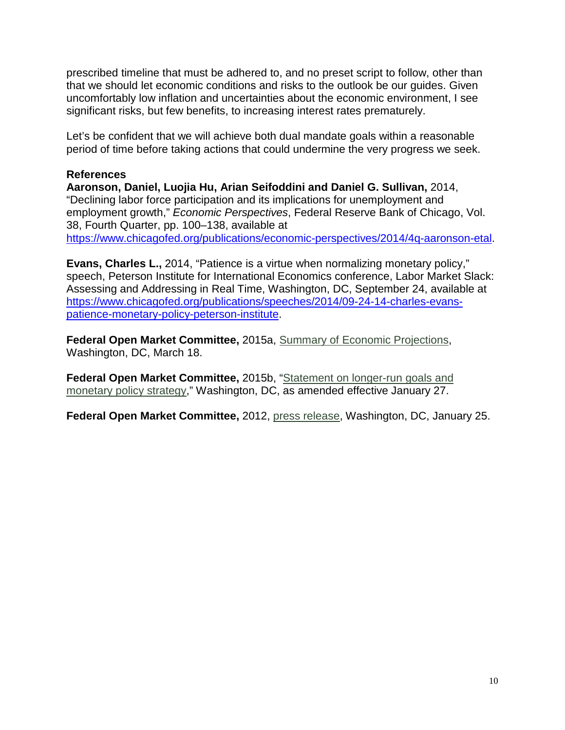prescribed timeline that must be adhered to, and no preset script to follow, other than that we should let economic conditions and risks to the outlook be our guides. Given uncomfortably low inflation and uncertainties about the economic environment, I see significant risks, but few benefits, to increasing interest rates prematurely.

Let's be confident that we will achieve both dual mandate goals within a reasonable period of time before taking actions that could undermine the very progress we seek.

**References**

**Aaronson, Daniel, Luojia Hu, Arian Seifoddini and Daniel G. Sullivan,** 2014, "Declining labor force participation and its implications for unemployment and employment growth," *Economic Perspectives*, Federal Reserve Bank of Chicago, Vol. 38, Fourth Quarter, pp. 100–138, available at https://www.chicagofed.org/publications/economic-perspectives/2014/4q-aaronson-etal.

**Evans, Charles L.,** 2014, "Patience is a virtue when normalizing monetary policy," speech, Peterson Institute for International Economics conference, Labor Market Slack: Assessing and Addressing in Real Time, Washington, DC, September 24, available at https://www.chicagofed.org/publications/speeches/2014/09-24-14-charles-evans-patience-monetary-policy-peterson-institute.

**Federal Open Market Committee,** 2015a, Summary of Economic Projections, Washington, DC, March 18.

**Federal Open Market Committee,** 2015b, "Statement on longer-run goals and monetary policy strategy," Washington, DC, as amended effective January 27.

**Federal Open Market Committee,** 2012, press release, Washington, DC, January 25.